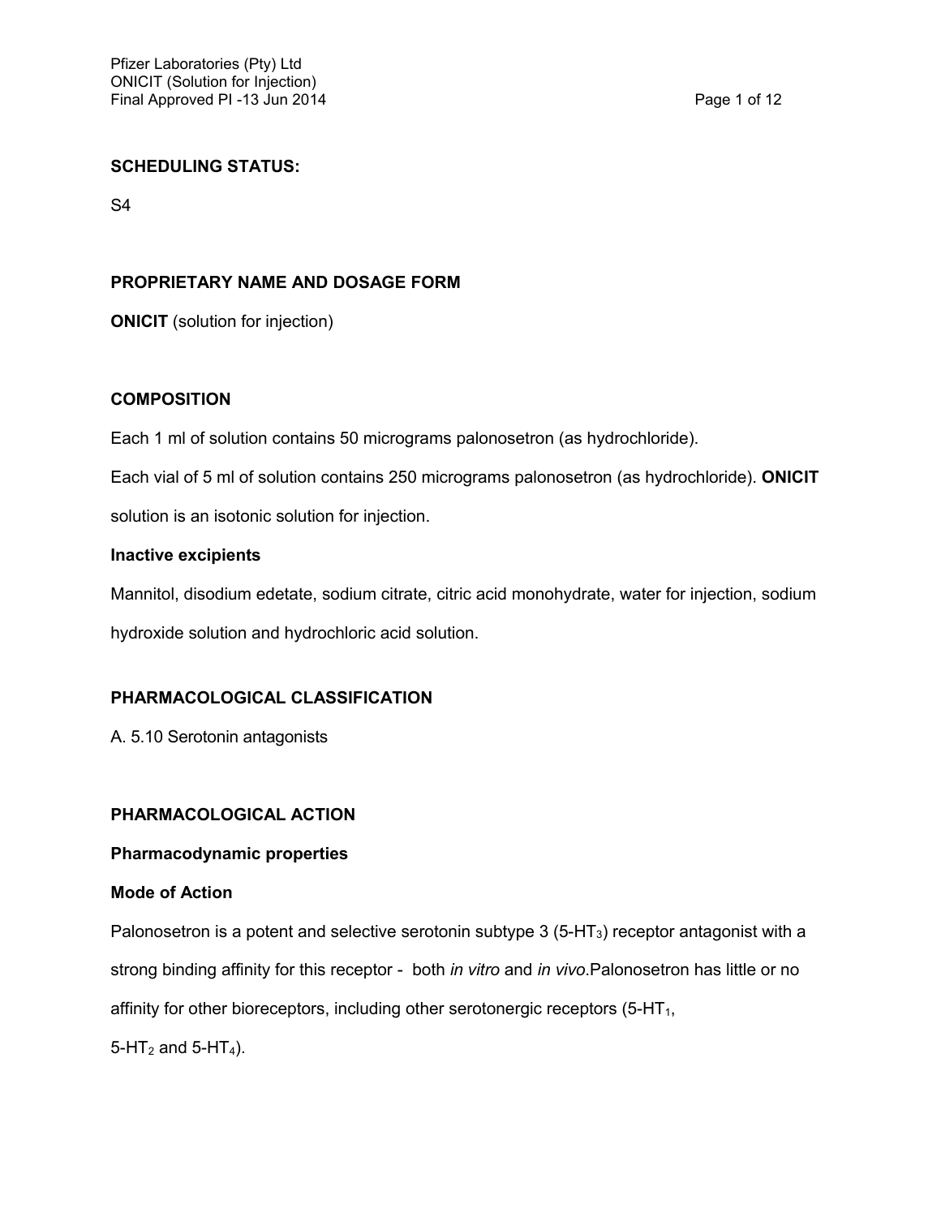**SCHEDULING STATUS:**

S4

**PROPRIETARY NAME AND DOSAGE FORM**

**ONICIT** (solution for injection)

**COMPOSITION**

Each 1 ml of solution contains 50 micrograms palonosetron (as hydrochloride).

Each vial of 5 ml of solution contains 250 micrograms palonosetron (as hydrochloride). **ONICIT** solution is an isotonic solution for injection.

**Inactive excipients**

Mannitol, disodium edetate, sodium citrate, citric acid monohydrate, water for injection, sodium hydroxide solution and hydrochloric acid solution.

**PHARMACOLOGICAL CLASSIFICATION**

A. 5.10 Serotonin antagonists

**PHARMACOLOGICAL ACTION**

**Pharmacodynamic properties**

**Mode of Action**

Palonosetron is a potent and selective serotonin subtype 3 ($5\text{-}HT_3$) receptor antagonist with a strong binding affinity for this receptor - both *in vitro* and *in vivo*.Palonosetron has little or no affinity for other bioreceptors, including other serotonergic receptors ($5\text{-}HT_1$, $5\text{-}HT_2$ and $5\text{-}HT_4$).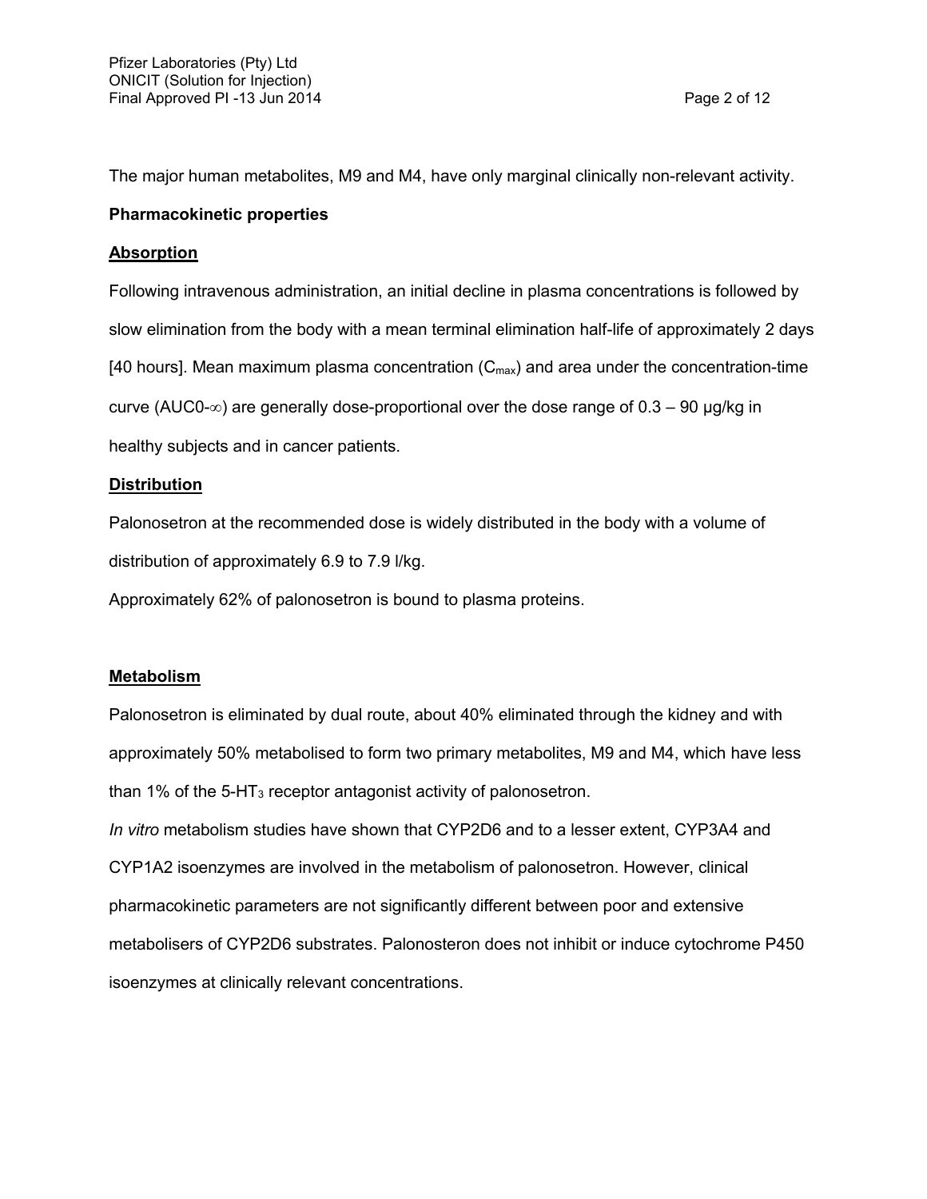The major human metabolites, M9 and M4, have only marginal clinically non-relevant activity.

**Pharmacokinetic properties**

**Absorption**

Following intravenous administration, an initial decline in plasma concentrations is followed by slow elimination from the body with a mean terminal elimination half-life of approximately 2 days [40 hours]. Mean maximum plasma concentration ($C_{max}$) and area under the concentration-time curve ($AUC0\text{-}\infty$) are generally dose-proportional over the dose range of 0.3 – 90 µg/kg in healthy subjects and in cancer patients.

**Distribution**

Palonosetron at the recommended dose is widely distributed in the body with a volume of distribution of approximately 6.9 to 7.9 l/kg.

Approximately 62% of palonosetron is bound to plasma proteins.

**Metabolism**

Palonosetron is eliminated by dual route, about 40% eliminated through the kidney and with approximately 50% metabolised to form two primary metabolites, M9 and M4, which have less than 1% of the 5-$HT_3$ receptor antagonist activity of palonosetron.

*In vitro* metabolism studies have shown that CYP2D6 and to a lesser extent, CYP3A4 and CYP1A2 isoenzymes are involved in the metabolism of palonosetron. However, clinical pharmacokinetic parameters are not significantly different between poor and extensive metabolisers of CYP2D6 substrates. Palonosteron does not inhibit or induce cytochrome P450 isoenzymes at clinically relevant concentrations.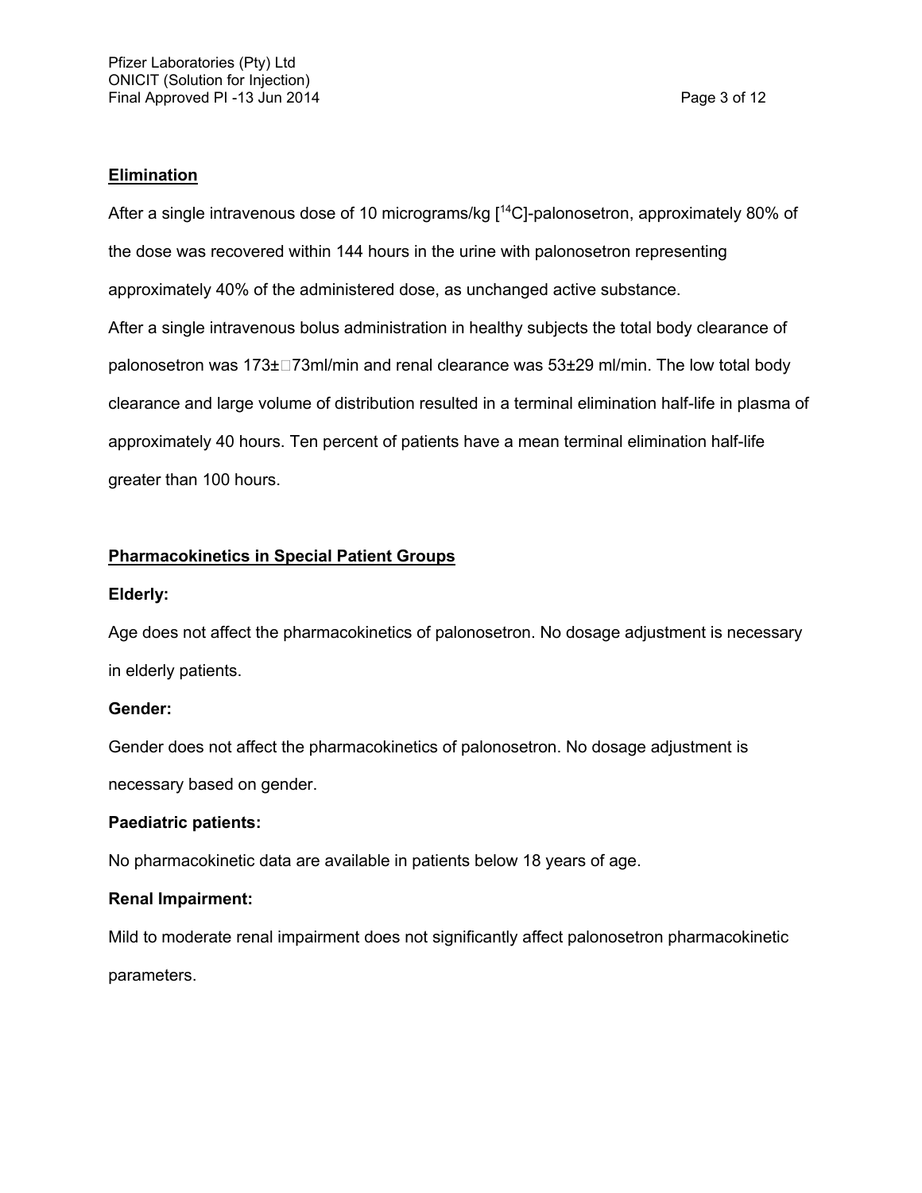## Elimination

After a single intravenous dose of 10 micrograms/kg [$^{14}C$]-palonosetron, approximately 80% of the dose was recovered within 144 hours in the urine with palonosetron representing approximately 40% of the administered dose, as unchanged active substance.

After a single intravenous bolus administration in healthy subjects the total body clearance of palonosetron was 173±73ml/min and renal clearance was 53±29 ml/min. The low total body clearance and large volume of distribution resulted in a terminal elimination half-life in plasma of approximately 40 hours. Ten percent of patients have a mean terminal elimination half-life greater than 100 hours.

## Pharmacokinetics in Special Patient Groups

**Elderly:**

Age does not affect the pharmacokinetics of palonosetron. No dosage adjustment is necessary in elderly patients.

**Gender:**

Gender does not affect the pharmacokinetics of palonosetron. No dosage adjustment is necessary based on gender.

**Paediatric patients:**

No pharmacokinetic data are available in patients below 18 years of age.

**Renal Impairment:**

Mild to moderate renal impairment does not significantly affect palonosetron pharmacokinetic parameters.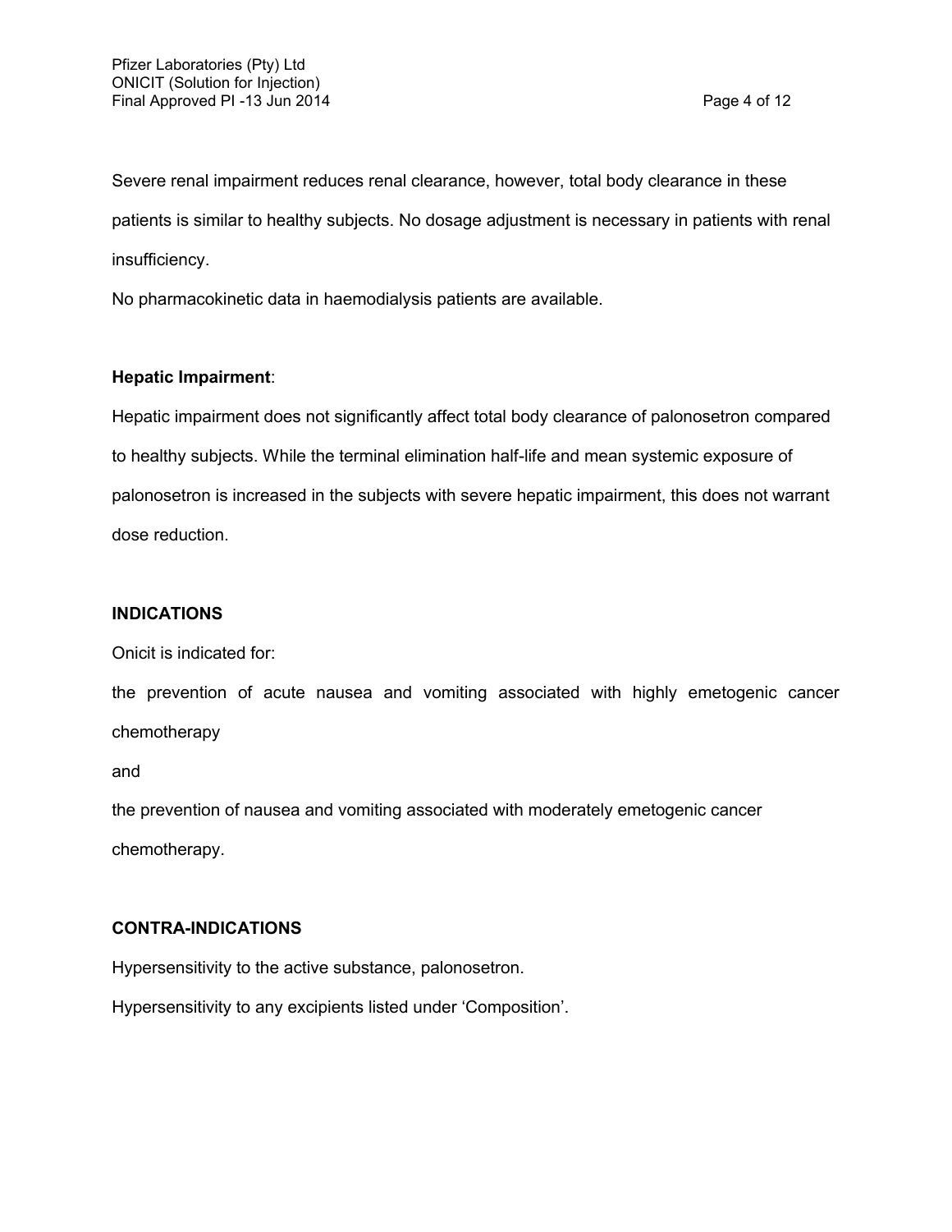Severe renal impairment reduces renal clearance, however, total body clearance in these patients is similar to healthy subjects. No dosage adjustment is necessary in patients with renal insufficiency.

No pharmacokinetic data in haemodialysis patients are available.

**Hepatic Impairment**:

Hepatic impairment does not significantly affect total body clearance of palonosetron compared to healthy subjects. While the terminal elimination half-life and mean systemic exposure of palonosetron is increased in the subjects with severe hepatic impairment, this does not warrant dose reduction.

## INDICATIONS

Onicit is indicated for:

the prevention of acute nausea and vomiting associated with highly emetogenic cancer chemotherapy

and

the prevention of nausea and vomiting associated with moderately emetogenic cancer chemotherapy.

## CONTRA-INDICATIONS

Hypersensitivity to the active substance, palonosetron.

Hypersensitivity to any excipients listed under 'Composition'.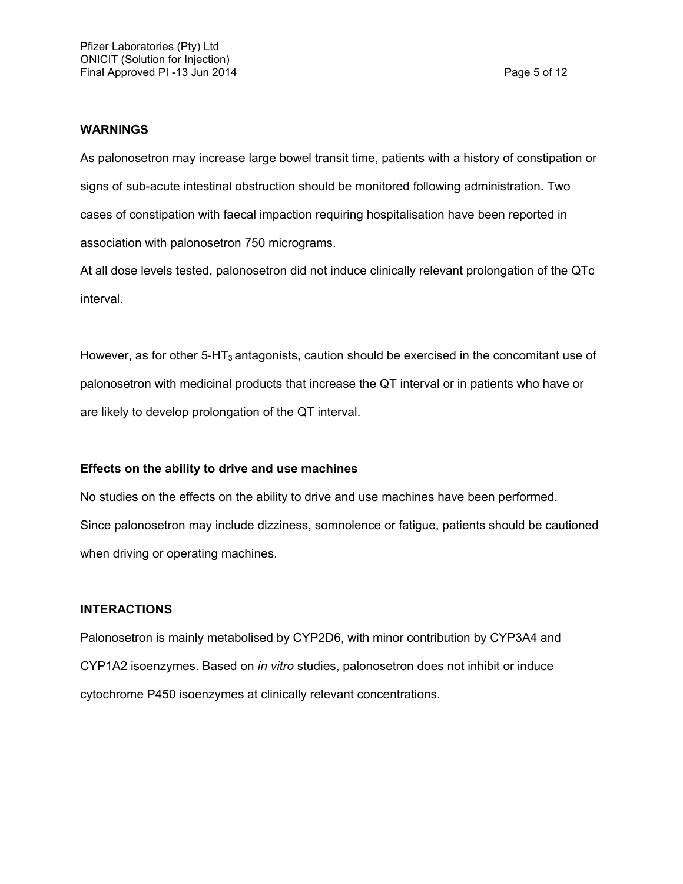**WARNINGS**

As palonosetron may increase large bowel transit time, patients with a history of constipation or signs of sub-acute intestinal obstruction should be monitored following administration. Two cases of constipation with faecal impaction requiring hospitalisation have been reported in association with palonosetron 750 micrograms.

At all dose levels tested, palonosetron did not induce clinically relevant prolongation of the QTc interval.

However, as for other 5-$HT_3$ antagonists, caution should be exercised in the concomitant use of palonosetron with medicinal products that increase the QT interval or in patients who have or are likely to develop prolongation of the QT interval.

**Effects on the ability to drive and use machines**

No studies on the effects on the ability to drive and use machines have been performed.

Since palonosetron may include dizziness, somnolence or fatigue, patients should be cautioned when driving or operating machines.

**INTERACTIONS**

Palonosetron is mainly metabolised by CYP2D6, with minor contribution by CYP3A4 and CYP1A2 isoenzymes. Based on *in vitro* studies, palonosetron does not inhibit or induce cytochrome P450 isoenzymes at clinically relevant concentrations.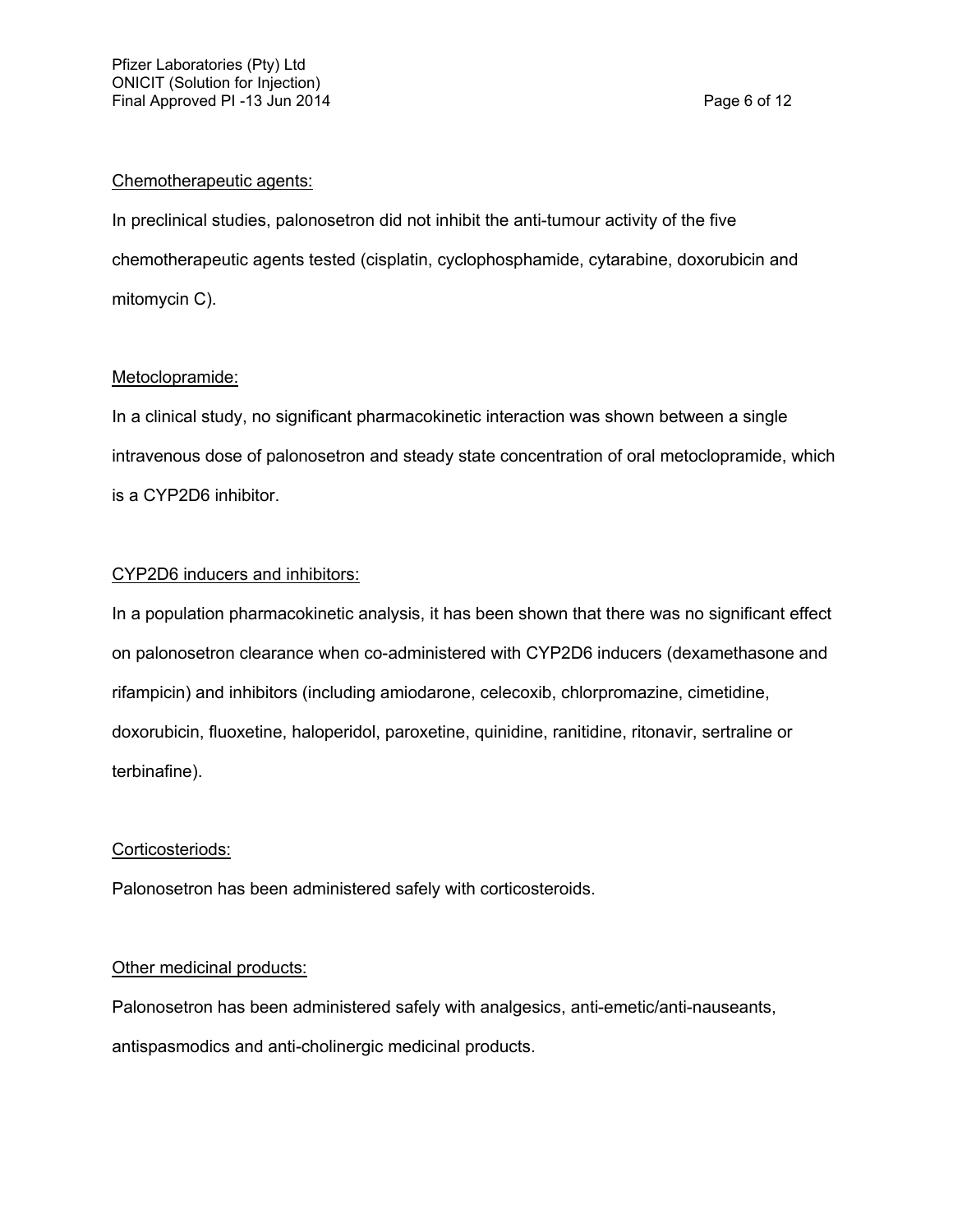<u>Chemotherapeutic agents:</u>

In preclinical studies, palonosetron did not inhibit the anti-tumour activity of the five chemotherapeutic agents tested (cisplatin, cyclophosphamide, cytarabine, doxorubicin and mitomycin C).

<u>Metoclopramide:</u>

In a clinical study, no significant pharmacokinetic interaction was shown between a single intravenous dose of palonosetron and steady state concentration of oral metoclopramide, which is a CYP2D6 inhibitor.

<u>CYP2D6 inducers and inhibitors:</u>

In a population pharmacokinetic analysis, it has been shown that there was no significant effect on palonosetron clearance when co-administered with CYP2D6 inducers (dexamethasone and rifampicin) and inhibitors (including amiodarone, celecoxib, chlorpromazine, cimetidine, doxorubicin, fluoxetine, haloperidol, paroxetine, quinidine, ranitidine, ritonavir, sertraline or terbinafine).

<u>Corticosteriods:</u>

Palonosetron has been administered safely with corticosteroids.

<u>Other medicinal products:</u>

Palonosetron has been administered safely with analgesics, anti-emetic/anti-nauseants, antispasmodics and anti-cholinergic medicinal products.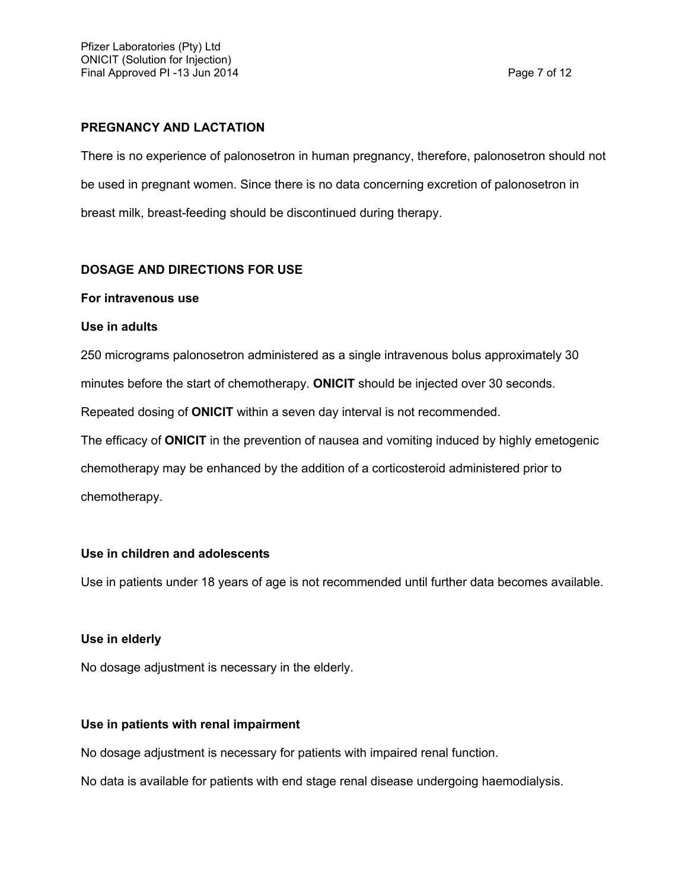## PREGNANCY AND LACTATION

There is no experience of palonosetron in human pregnancy, therefore, palonosetron should not be used in pregnant women. Since there is no data concerning excretion of palonosetron in breast milk, breast-feeding should be discontinued during therapy.

## DOSAGE AND DIRECTIONS FOR USE

**For intravenous use**

**Use in adults**

250 micrograms palonosetron administered as a single intravenous bolus approximately 30 minutes before the start of chemotherapy. **ONICIT** should be injected over 30 seconds.

Repeated dosing of **ONICIT** within a seven day interval is not recommended.

The efficacy of **ONICIT** in the prevention of nausea and vomiting induced by highly emetogenic chemotherapy may be enhanced by the addition of a corticosteroid administered prior to chemotherapy.

**Use in children and adolescents**

Use in patients under 18 years of age is not recommended until further data becomes available.

**Use in elderly**

No dosage adjustment is necessary in the elderly.

**Use in patients with renal impairment**

No dosage adjustment is necessary for patients with impaired renal function.

No data is available for patients with end stage renal disease undergoing haemodialysis.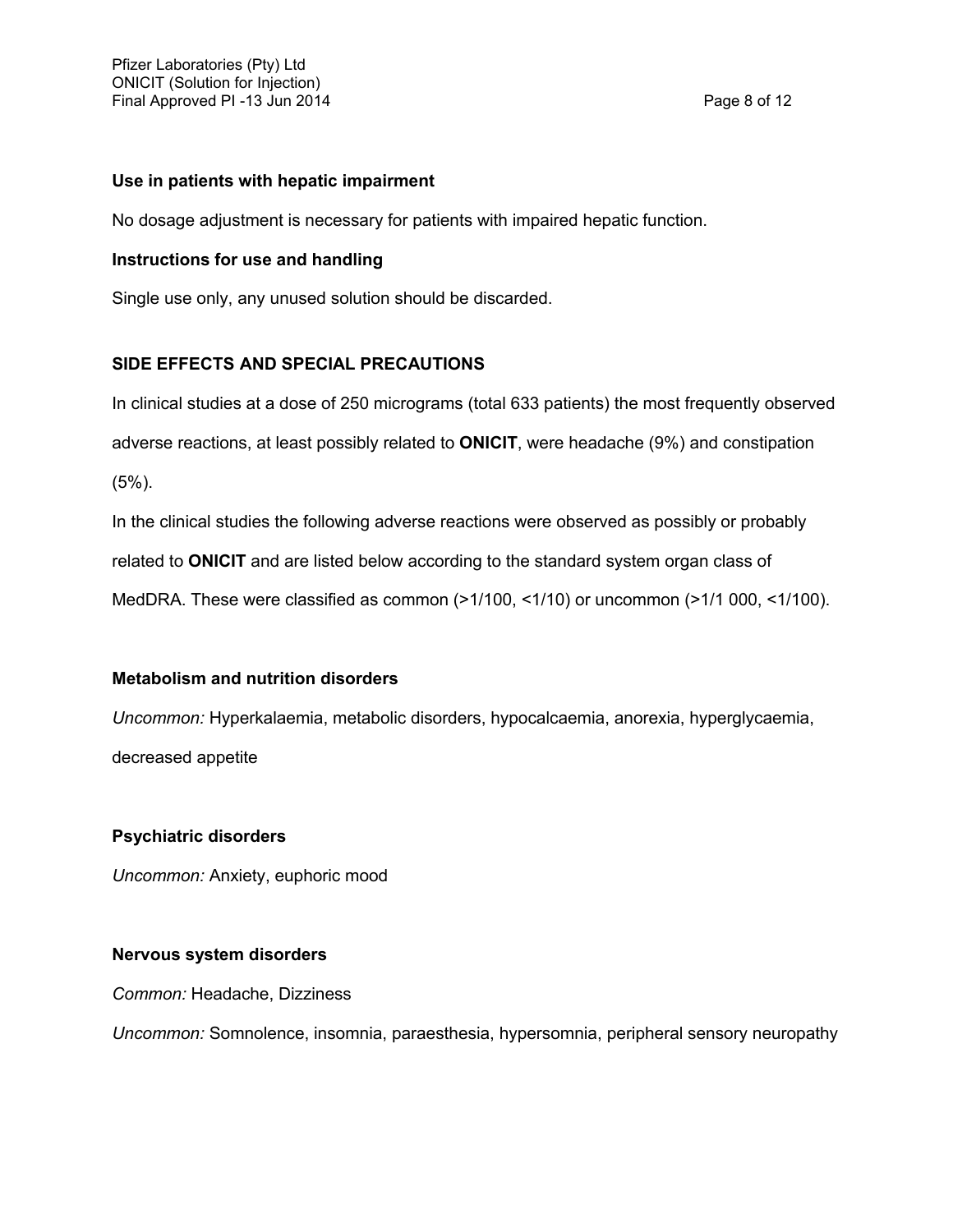### Use in patients with hepatic impairment

No dosage adjustment is necessary for patients with impaired hepatic function.

### Instructions for use and handling

Single use only, any unused solution should be discarded.

## SIDE EFFECTS AND SPECIAL PRECAUTIONS

In clinical studies at a dose of 250 micrograms (total 633 patients) the most frequently observed adverse reactions, at least possibly related to **ONICIT**, were headache (9%) and constipation (5%).

In the clinical studies the following adverse reactions were observed as possibly or probably related to **ONICIT** and are listed below according to the standard system organ class of MedDRA. These were classified as common (>1/100, <1/10) or uncommon (>1/1 000, <1/100).

### Metabolism and nutrition disorders

*Uncommon:* Hyperkalaemia, metabolic disorders, hypocalcaemia, anorexia, hyperglycaemia, decreased appetite

### Psychiatric disorders

*Uncommon:* Anxiety, euphoric mood

### Nervous system disorders

*Common:* Headache, Dizziness

*Uncommon:* Somnolence, insomnia, paraesthesia, hypersomnia, peripheral sensory neuropathy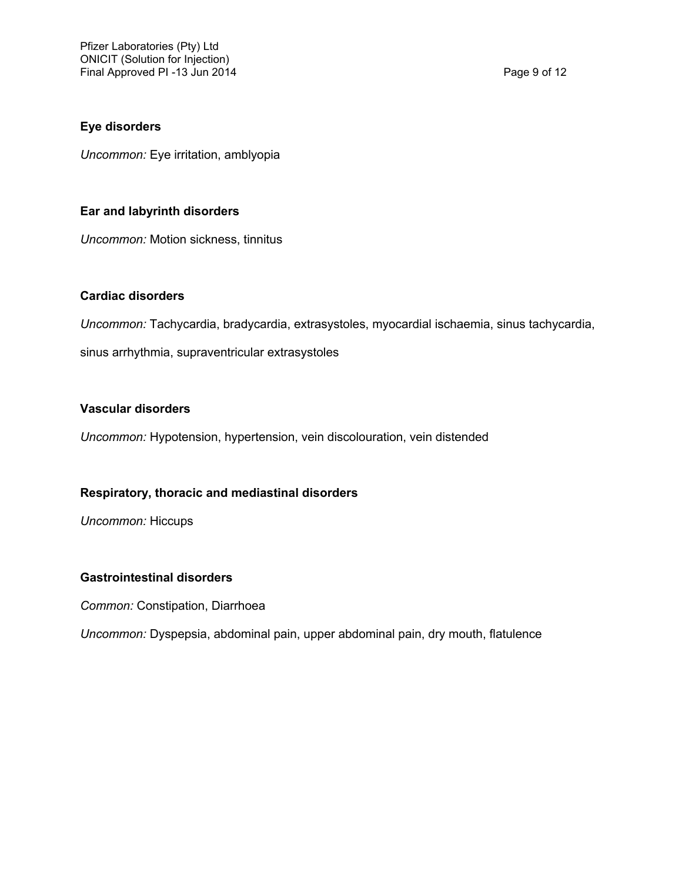**Eye disorders**

*Uncommon:* Eye irritation, amblyopia

**Ear and labyrinth disorders**

*Uncommon:* Motion sickness, tinnitus

**Cardiac disorders**

*Uncommon:* Tachycardia, bradycardia, extrasystoles, myocardial ischaemia, sinus tachycardia, sinus arrhythmia, supraventricular extrasystoles

**Vascular disorders**

*Uncommon:* Hypotension, hypertension, vein discolouration, vein distended

**Respiratory, thoracic and mediastinal disorders**

*Uncommon:* Hiccups

**Gastrointestinal disorders**

*Common:* Constipation, Diarrhoea

*Uncommon:* Dyspepsia, abdominal pain, upper abdominal pain, dry mouth, flatulence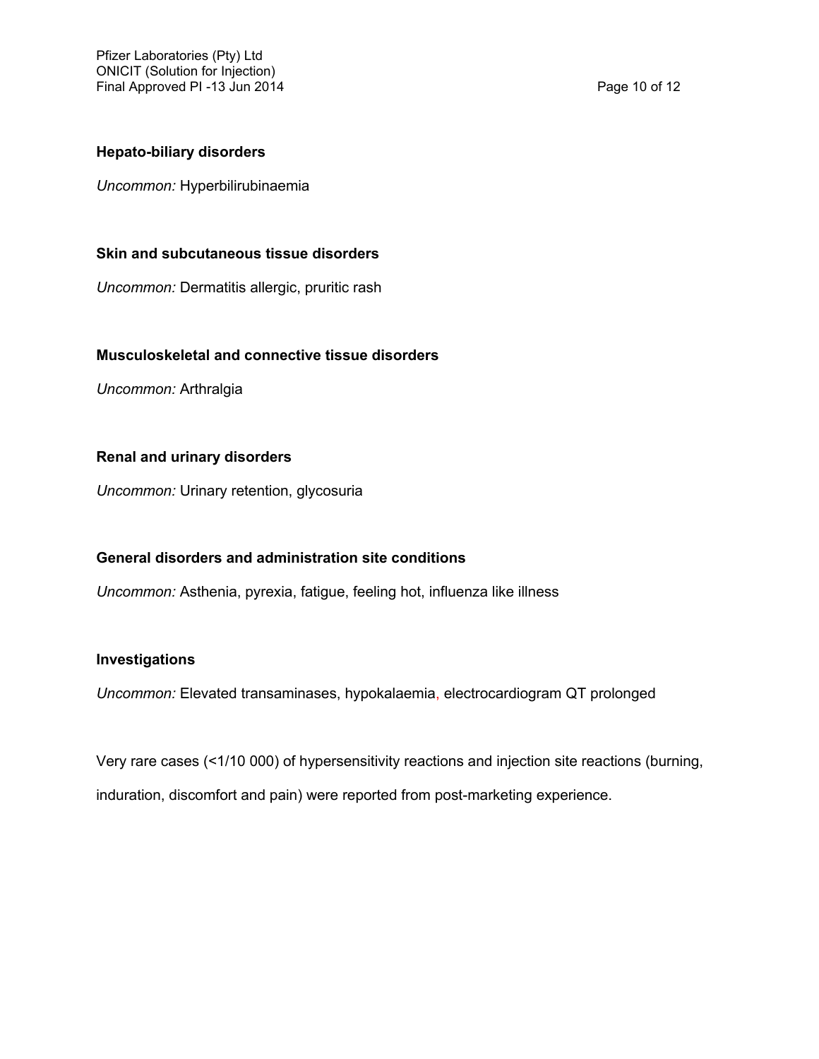**Hepato-biliary disorders**

*Uncommon:* Hyperbilirubinaemia

**Skin and subcutaneous tissue disorders**

*Uncommon:* Dermatitis allergic, pruritic rash

**Musculoskeletal and connective tissue disorders**

*Uncommon:* Arthralgia

**Renal and urinary disorders**

*Uncommon:* Urinary retention, glycosuria

**General disorders and administration site conditions**

*Uncommon:* Asthenia, pyrexia, fatigue, feeling hot, influenza like illness

**Investigations**

*Uncommon:* Elevated transaminases, hypokalaemia, electrocardiogram QT prolonged

Very rare cases (<1/10 000) of hypersensitivity reactions and injection site reactions (burning, induration, discomfort and pain) were reported from post-marketing experience.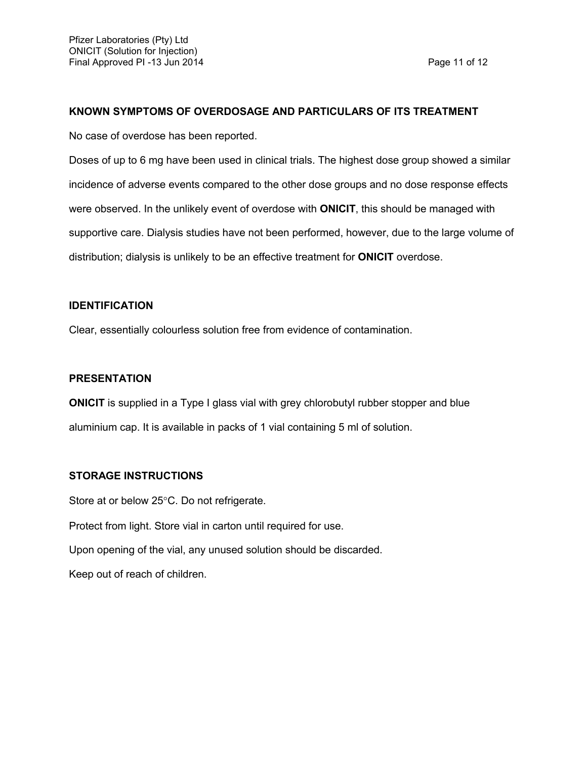**KNOWN SYMPTOMS OF OVERDOSAGE AND PARTICULARS OF ITS TREATMENT**

No case of overdose has been reported.

Doses of up to 6 mg have been used in clinical trials. The highest dose group showed a similar incidence of adverse events compared to the other dose groups and no dose response effects were observed. In the unlikely event of overdose with **ONICIT**, this should be managed with supportive care. Dialysis studies have not been performed, however, due to the large volume of distribution; dialysis is unlikely to be an effective treatment for **ONICIT** overdose.

**IDENTIFICATION**

Clear, essentially colourless solution free from evidence of contamination.

**PRESENTATION**

**ONICIT** is supplied in a Type I glass vial with grey chlorobutyl rubber stopper and blue aluminium cap. It is available in packs of 1 vial containing 5 ml of solution.

**STORAGE INSTRUCTIONS**

Store at or below 25°C. Do not refrigerate.

Protect from light. Store vial in carton until required for use.

Upon opening of the vial, any unused solution should be discarded.

Keep out of reach of children.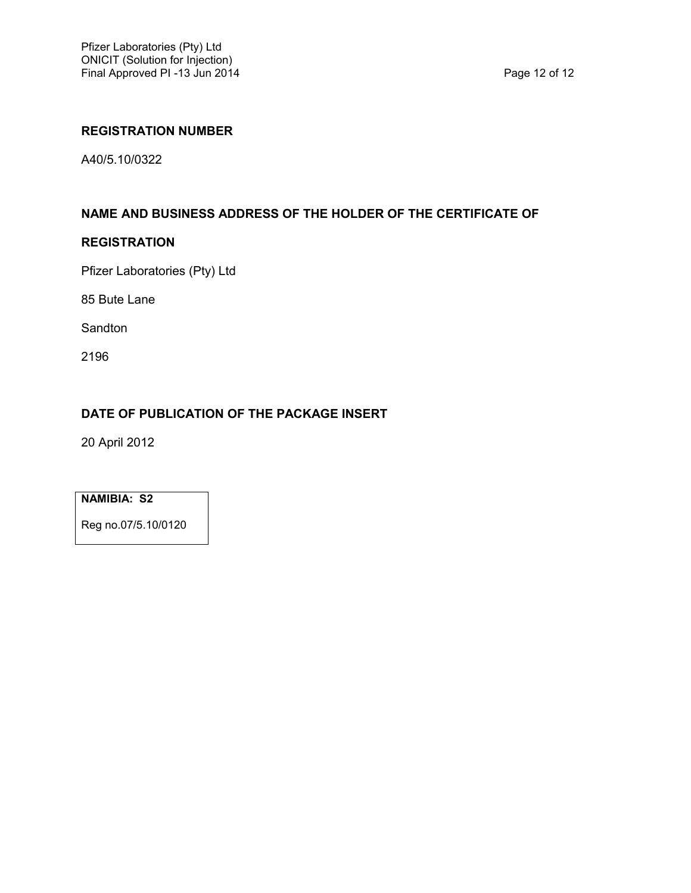**REGISTRATION NUMBER**

A40/5.10/0322

**NAME AND BUSINESS ADDRESS OF THE HOLDER OF THE CERTIFICATE OF REGISTRATION**

Pfizer Laboratories (Pty) Ltd

85 Bute Lane

Sandton

2196

**DATE OF PUBLICATION OF THE PACKAGE INSERT**

20 April 2012

**NAMIBIA: S2**

Reg no.07/5.10/0120